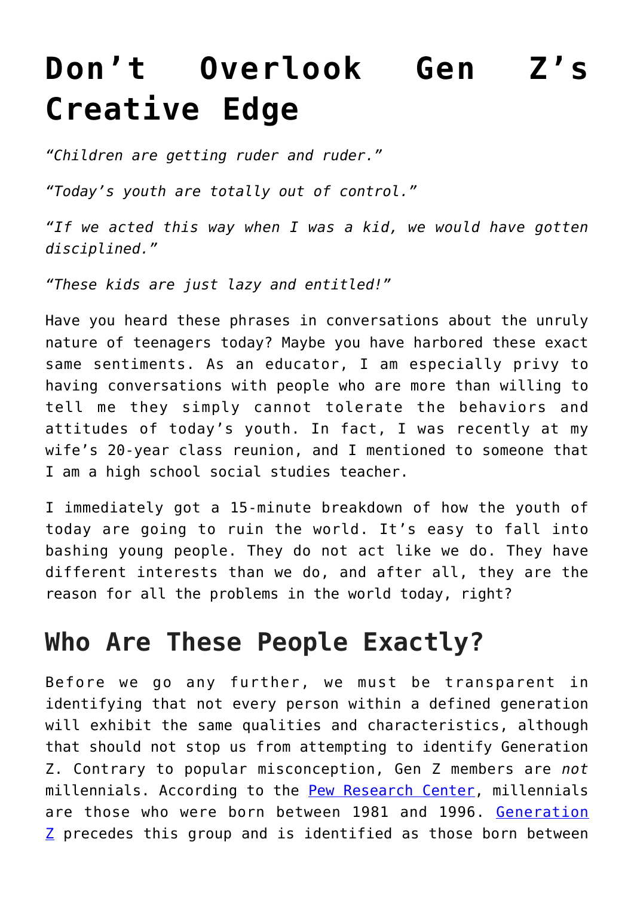# Don't Overlook Gen Z's Creative Edge

*"Children are getting ruder and ruder."*

*"Today's youth are totally out of control."*

*"If we acted this way when I was a kid, we would have gotten disciplined."*

*"These kids are just lazy and entitled!"*

Have you heard these phrases in conversations about the unruly nature of teenagers today? Maybe you have harbored these exact same sentiments. As an educator, I am especially privy to having conversations with people who are more than willing to tell me they simply cannot tolerate the behaviors and attitudes of today's youth. In fact, I was recently at my wife's 20-year class reunion, and I mentioned to someone that I am a high school social studies teacher.

I immediately got a 15-minute breakdown of how the youth of today are going to ruin the world. It's easy to fall into bashing young people. They do not act like we do. They have different interests than we do, and after all, they are the reason for all the problems in the world today, right?

## Who Are These People Exactly?

Before we go any further, we must be transparent in identifying that not every person within a defined generation will exhibit the same qualities and characteristics, although that should not stop us from attempting to identify Generation Z. Contrary to popular misconception, Gen Z members are *not* millennials. According to the Pew Research Center, millennials are those who were born between 1981 and 1996. Generation Z precedes this group and is identified as those born between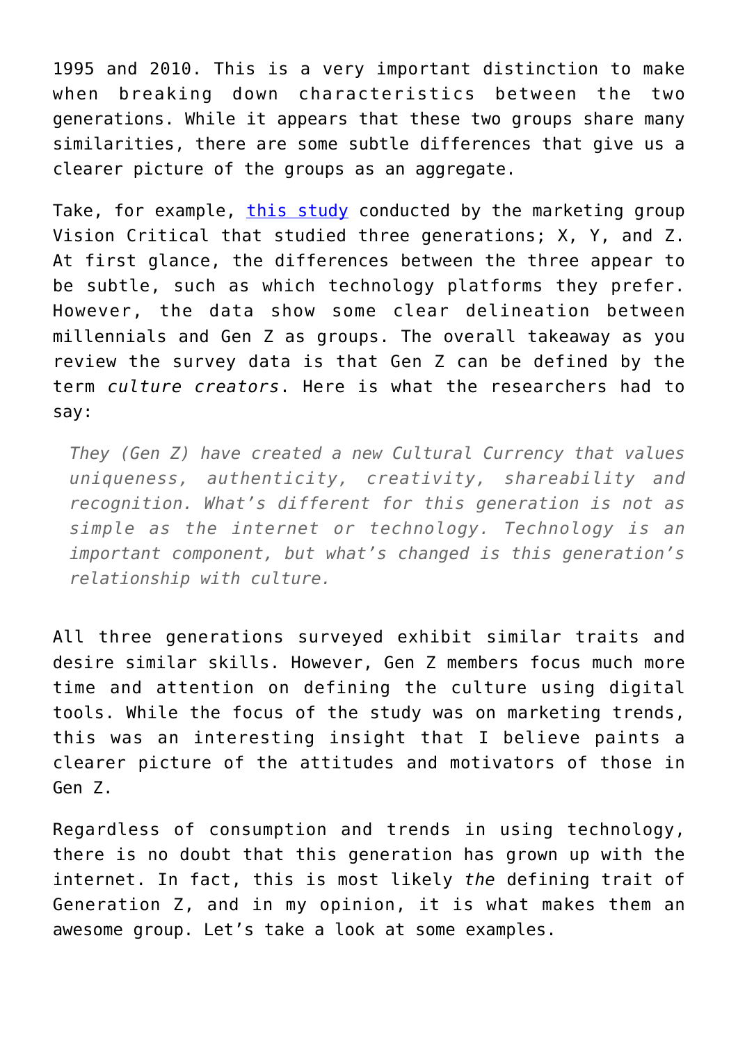1995 and 2010. This is a very important distinction to make when breaking down characteristics between the two generations. While it appears that these two groups share many similarities, there are some subtle differences that give us a clearer picture of the groups as an aggregate.

Take, for example, [this study]() conducted by the marketing group Vision Critical that studied three generations; X, Y, and Z. At first glance, the differences between the three appear to be subtle, such as which technology platforms they prefer. However, the data show some clear delineation between millennials and Gen Z as groups. The overall takeaway as you review the survey data is that Gen Z can be defined by the term *culture creators*. Here is what the researchers had to say:

> *They (Gen Z) have created a new Cultural Currency that values uniqueness, authenticity, creativity, shareability and recognition. What's different for this generation is not as simple as the internet or technology. Technology is an important component, but what's changed is this generation's relationship with culture.*

All three generations surveyed exhibit similar traits and desire similar skills. However, Gen Z members focus much more time and attention on defining the culture using digital tools. While the focus of the study was on marketing trends, this was an interesting insight that I believe paints a clearer picture of the attitudes and motivators of those in Gen Z.

Regardless of consumption and trends in using technology, there is no doubt that this generation has grown up with the internet. In fact, this is most likely *the* defining trait of Generation Z, and in my opinion, it is what makes them an awesome group. Let's take a look at some examples.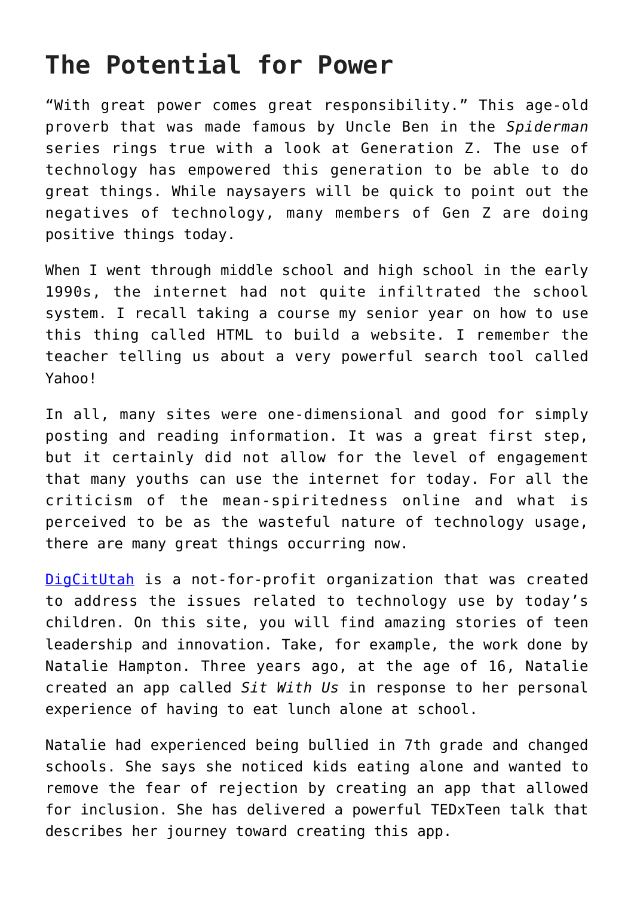## The Potential for Power

"With great power comes great responsibility." This age-old proverb that was made famous by Uncle Ben in the *Spiderman* series rings true with a look at Generation Z. The use of technology has empowered this generation to be able to do great things. While naysayers will be quick to point out the negatives of technology, many members of Gen Z are doing positive things today.

When I went through middle school and high school in the early 1990s, the internet had not quite infiltrated the school system. I recall taking a course my senior year on how to use this thing called HTML to build a website. I remember the teacher telling us about a very powerful search tool called Yahoo!

In all, many sites were one-dimensional and good for simply posting and reading information. It was a great first step, but it certainly did not allow for the level of engagement that many youths can use the internet for today. For all the criticism of the mean-spiritedness online and what is perceived to be as the wasteful nature of technology usage, there are many great things occurring now.

DigCitUtah is a not-for-profit organization that was created to address the issues related to technology use by today's children. On this site, you will find amazing stories of teen leadership and innovation. Take, for example, the work done by Natalie Hampton. Three years ago, at the age of 16, Natalie created an app called *Sit With Us* in response to her personal experience of having to eat lunch alone at school.

Natalie had experienced being bullied in 7th grade and changed schools. She says she noticed kids eating alone and wanted to remove the fear of rejection by creating an app that allowed for inclusion. She has delivered a powerful TEDxTeen talk that describes her journey toward creating this app.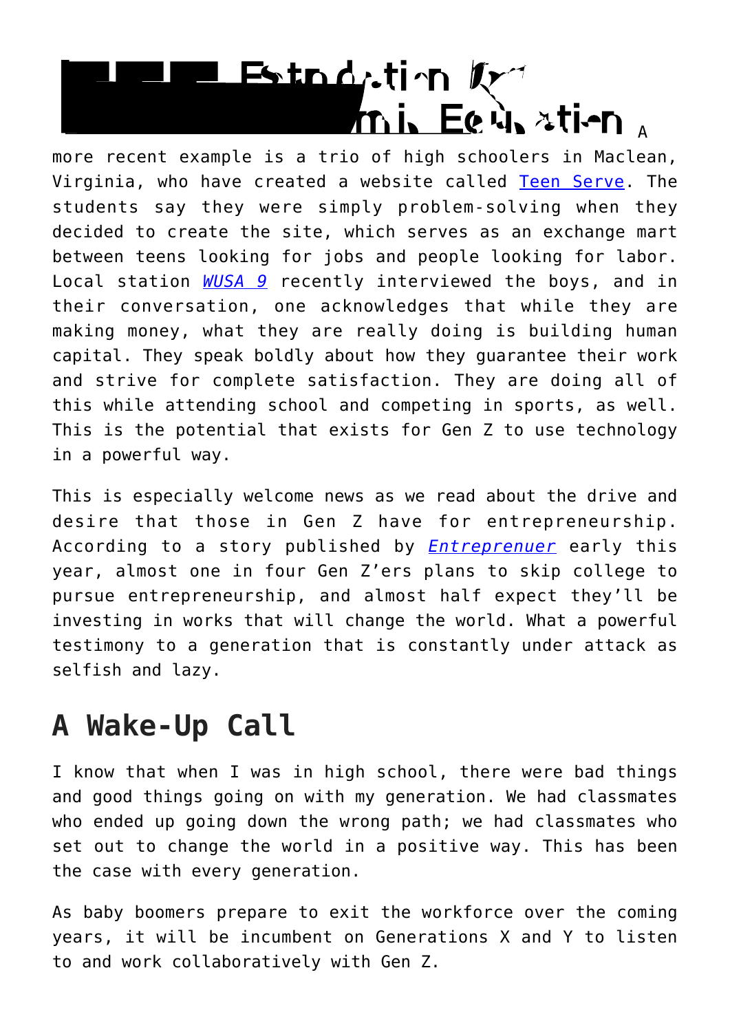A more recent example is a trio of high schoolers in Maclean, Virginia, who have created a website called Teen Serve. The students say they were simply problem-solving when they decided to create the site, which serves as an exchange mart between teens looking for jobs and people looking for labor. Local station *WUSA 9* recently interviewed the boys, and in their conversation, one acknowledges that while they are making money, what they are really doing is building human capital. They speak boldly about how they guarantee their work and strive for complete satisfaction. They are doing all of this while attending school and competing in sports, as well. This is the potential that exists for Gen Z to use technology in a powerful way.

This is especially welcome news as we read about the drive and desire that those in Gen Z have for entrepreneurship. According to a story published by *Entreprenuer* early this year, almost one in four Gen Z'ers plans to skip college to pursue entrepreneurship, and almost half expect they'll be investing in works that will change the world. What a powerful testimony to a generation that is constantly under attack as selfish and lazy.

## A Wake-Up Call

I know that when I was in high school, there were bad things and good things going on with my generation. We had classmates who ended up going down the wrong path; we had classmates who set out to change the world in a positive way. This has been the case with every generation.

As baby boomers prepare to exit the workforce over the coming years, it will be incumbent on Generations X and Y to listen to and work collaboratively with Gen Z.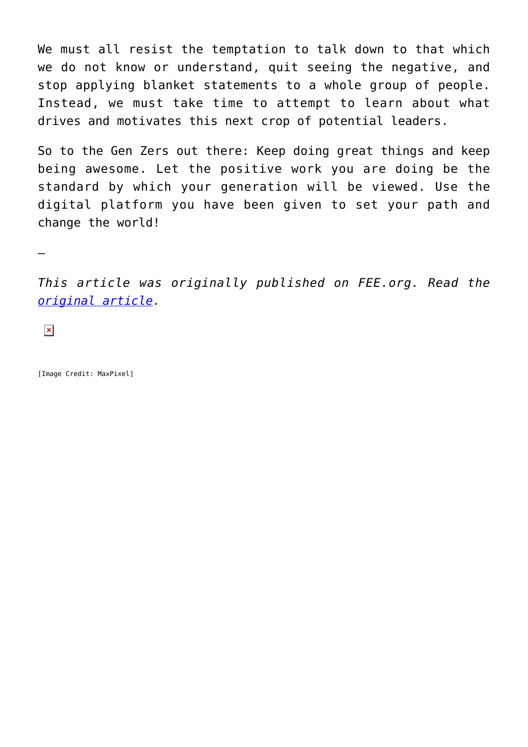We must all resist the temptation to talk down to that which we do not know or understand, quit seeing the negative, and stop applying blanket statements to a whole group of people. Instead, we must take time to attempt to learn about what drives and motivates this next crop of potential leaders.

So to the Gen Zers out there: Keep doing great things and keep being awesome. Let the positive work you are doing be the standard by which your generation will be viewed. Use the digital platform you have been given to set your path and change the world!

—

*This article was originally published on FEE.org. Read the original article.*

[Image Credit: MaxPixel]